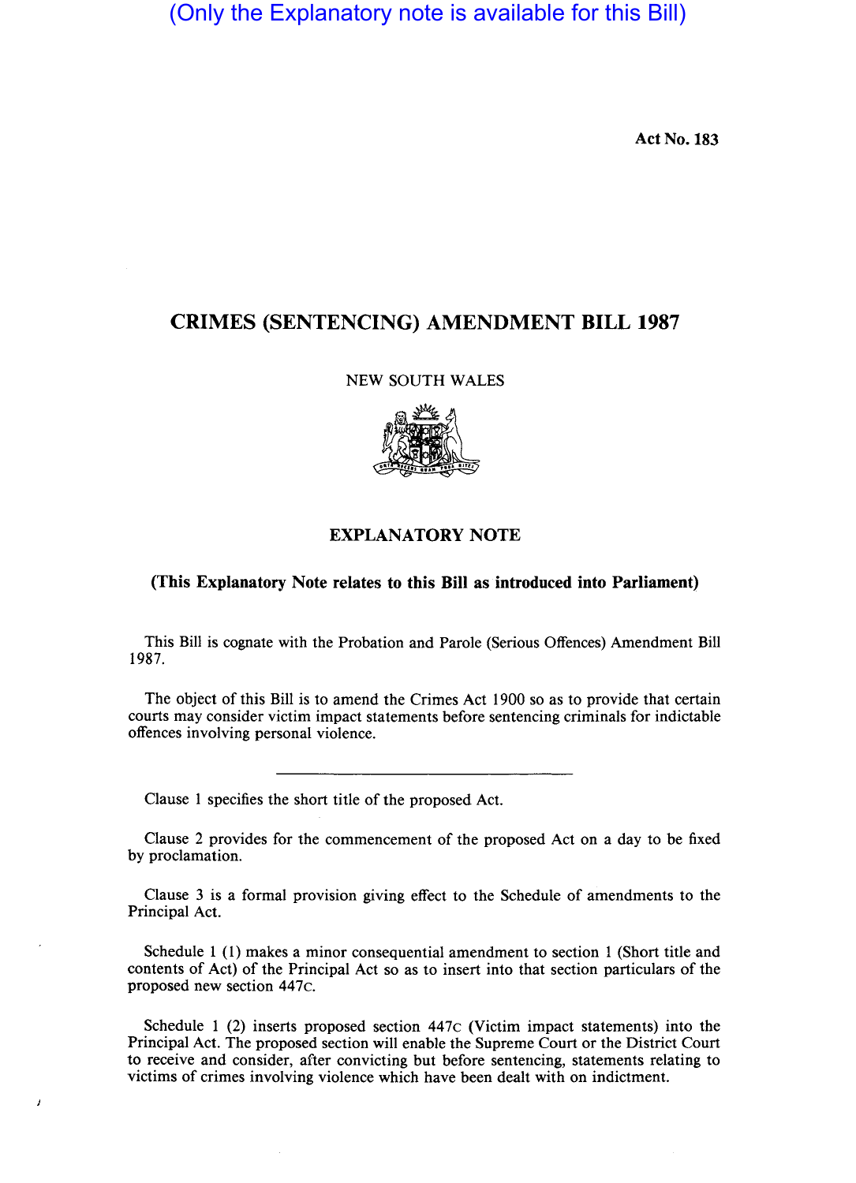(Only the Explanatory note is available for this Bill)

Act No. 183

# CRIMES (SENTENCING) AMENDMENT BILL 1987

NEW SOUTH WALES

## EXPLANATORY NOTE

**(This Explanatory Note relates to this Bill as introduced into Parliament)**

This Bill is cognate with the Probation and Parole (Serious Offences) Amendment Bill 1987.

The object of this Bill is to amend the Crimes Act 1900 so as to provide that certain courts may consider victim impact statements before sentencing criminals for indictable offences involving personal violence.

---

Clause 1 specifies the short title of the proposed Act.

Clause 2 provides for the commencement of the proposed Act on a day to be fixed by proclamation.

Clause 3 is a formal provision giving effect to the Schedule of amendments to the Principal Act.

Schedule 1 (1) makes a minor consequential amendment to section 1 (Short title and contents of Act) of the Principal Act so as to insert into that section particulars of the proposed new section 447C.

Schedule 1 (2) inserts proposed section 447C (Victim impact statements) into the Principal Act. The proposed section will enable the Supreme Court or the District Court to receive and consider, after convicting but before sentencing, statements relating to victims of crimes involving violence which have been dealt with on indictment.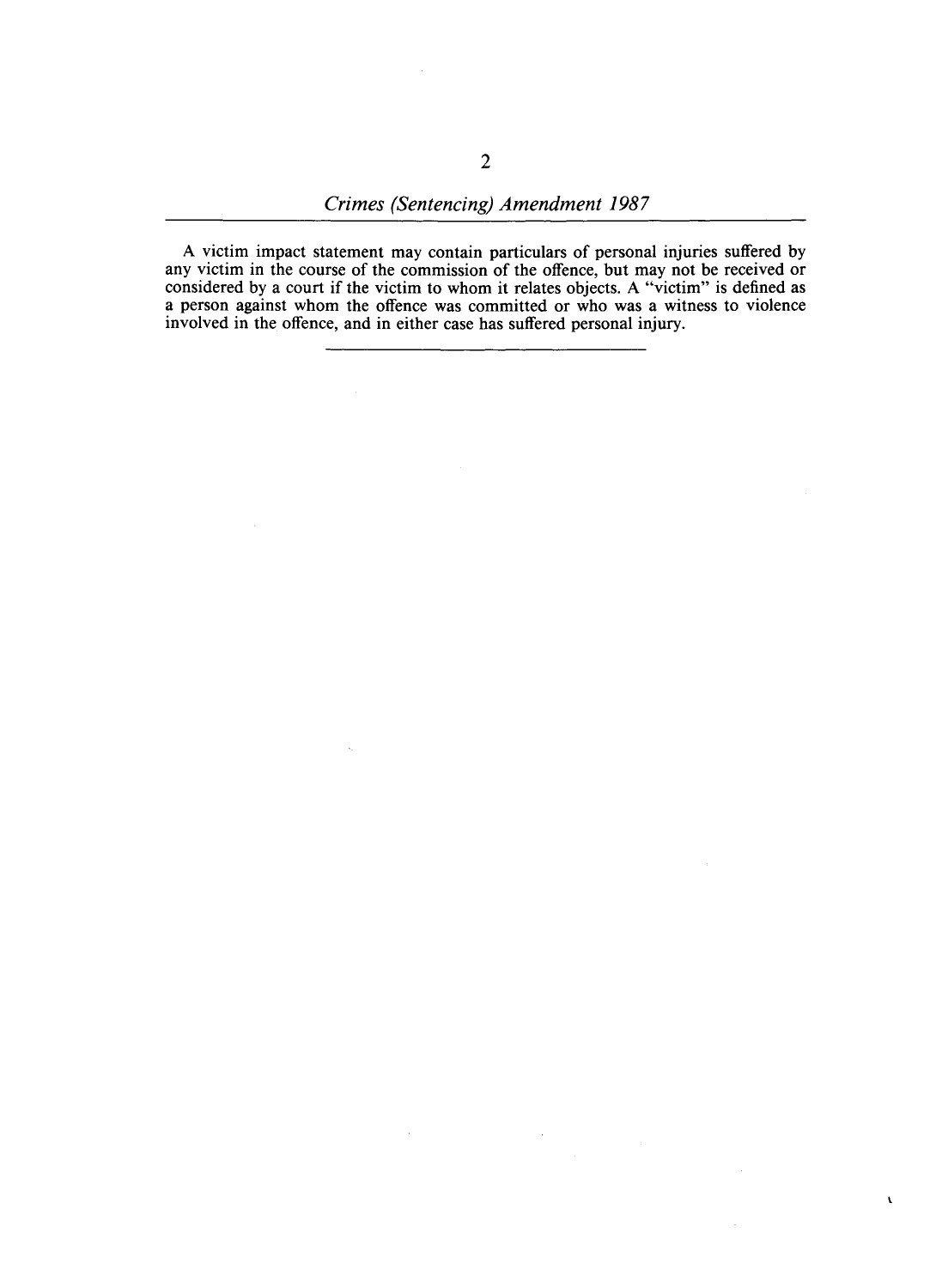A victim impact statement may contain particulars of personal injuries suffered by any victim in the course of the commission of the offence, but may not be received or considered by a court if the victim to whom it relates objects. A "victim" is defined as a person against whom the offence was committed or who was a witness to violence involved in the offence, and in either case has suffered personal injury.